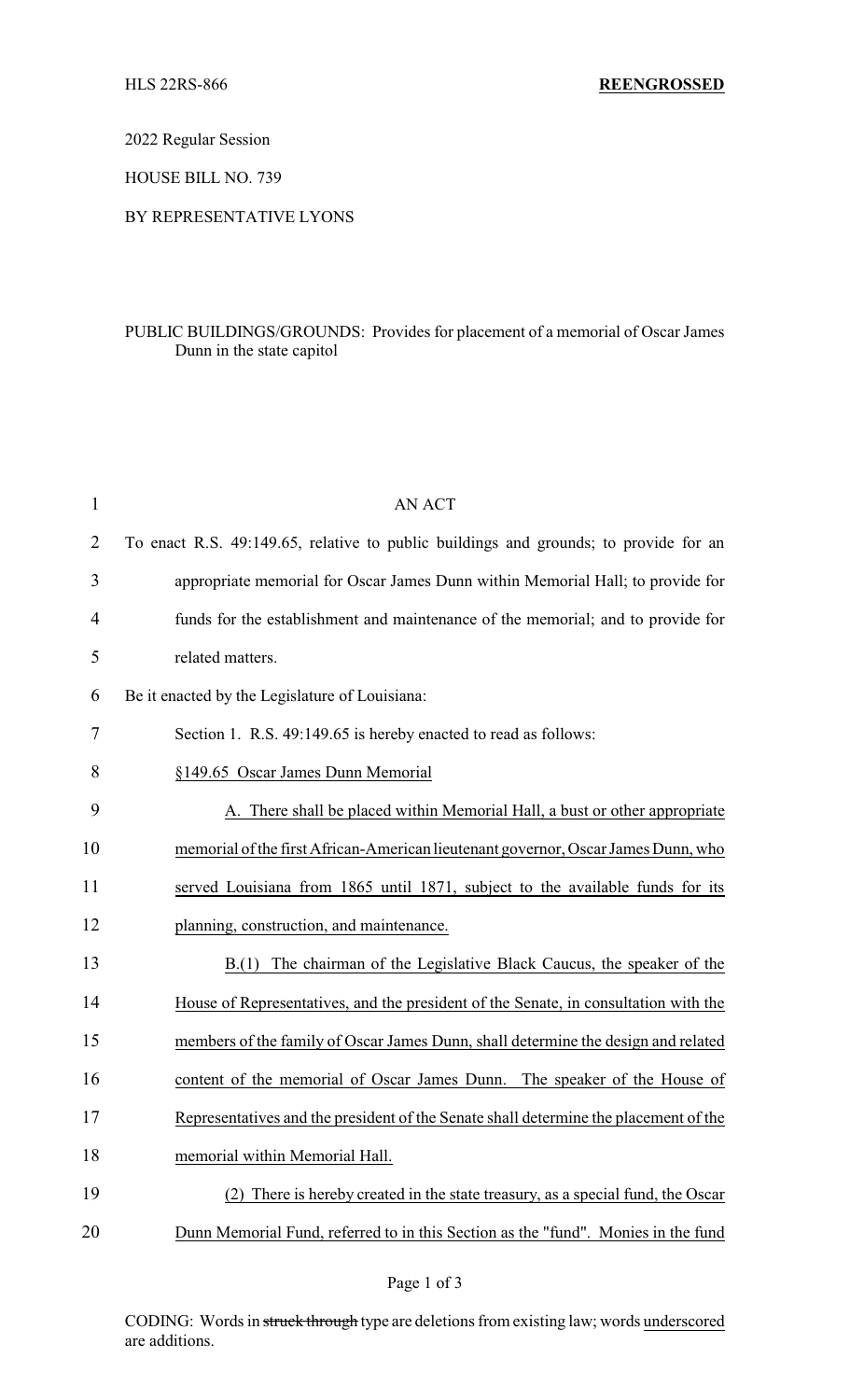HLS 22RS-866 **REENGROSSED**

2022 Regular Session

HOUSE BILL NO. 739

BY REPRESENTATIVE LYONS

PUBLIC BUILDINGS/GROUNDS: Provides for placement of a memorial of Oscar James Dunn in the state capitol

AN ACT

To enact R.S. 49:149.65, relative to public buildings and grounds; to provide for an appropriate memorial for Oscar James Dunn within Memorial Hall; to provide for funds for the establishment and maintenance of the memorial; and to provide for related matters.

Be it enacted by the Legislature of Louisiana:

Section 1. R.S. 49:149.65 is hereby enacted to read as follows:

<u>§149.65 Oscar James Dunn Memorial</u>

<u>A. There shall be placed within Memorial Hall, a bust or other appropriate memorial of the first African-American lieutenant governor, Oscar James Dunn, who served Louisiana from 1865 until 1871, subject to the available funds for its planning, construction, and maintenance.</u>

<u>B.(1) The chairman of the Legislative Black Caucus, the speaker of the House of Representatives, and the president of the Senate, in consultation with the members of the family of Oscar James Dunn, shall determine the design and related content of the memorial of Oscar James Dunn. The speaker of the House of Representatives and the president of the Senate shall determine the placement of the memorial within Memorial Hall.</u>

<u>(2) There is hereby created in the state treasury, as a special fund, the Oscar Dunn Memorial Fund, referred to in this Section as the "fund". Monies in the fund</u>

CODING: Words in ~~struck through~~ type are deletions from existing law; words <u>underscored</u> are additions.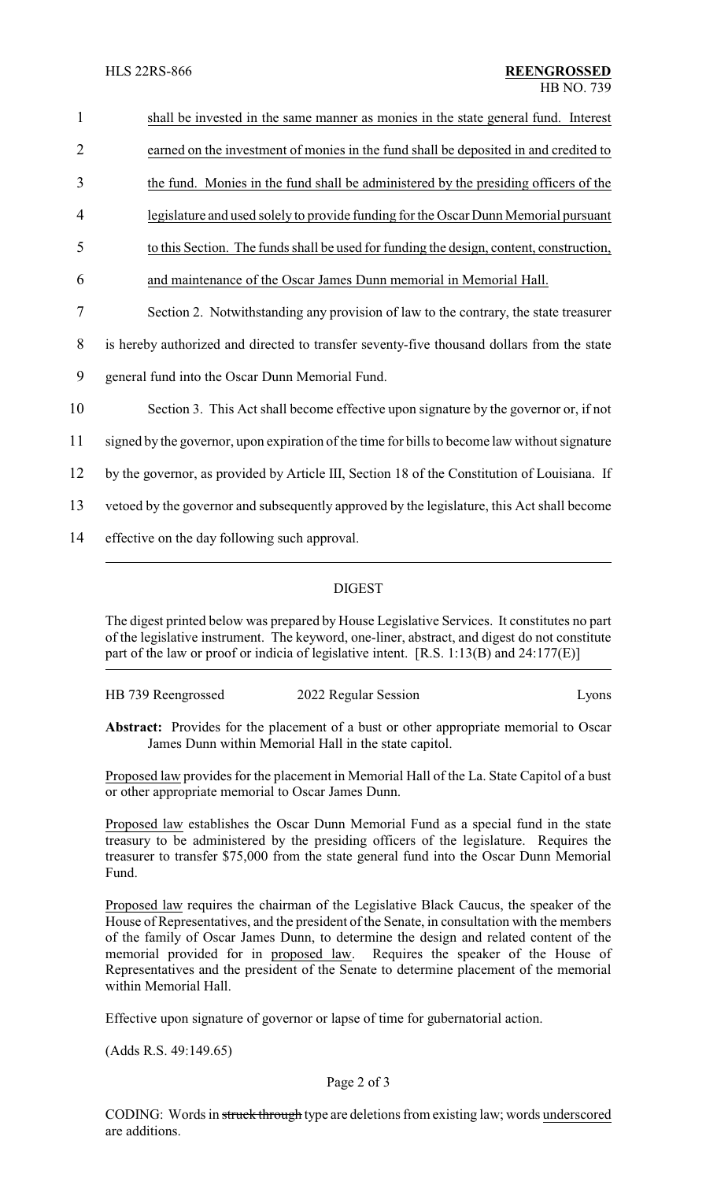shall be invested in the same manner as monies in the state general fund. Interest earned on the investment of monies in the fund shall be deposited in and credited to the fund. Monies in the fund shall be administered by the presiding officers of the legislature and used solely to provide funding for the Oscar Dunn Memorial pursuant to this Section. The funds shall be used for funding the design, content, construction, and maintenance of the Oscar James Dunn memorial in Memorial Hall.

Section 2. Notwithstanding any provision of law to the contrary, the state treasurer is hereby authorized and directed to transfer seventy-five thousand dollars from the state general fund into the Oscar Dunn Memorial Fund.

Section 3. This Act shall become effective upon signature by the governor or, if not signed by the governor, upon expiration of the time for bills to become law without signature by the governor, as provided by Article III, Section 18 of the Constitution of Louisiana. If vetoed by the governor and subsequently approved by the legislature, this Act shall become effective on the day following such approval.

## DIGEST

The digest printed below was prepared by House Legislative Services. It constitutes no part of the legislative instrument. The keyword, one-liner, abstract, and digest do not constitute part of the law or proof or indicia of legislative intent. [R.S. 1:13(B) and 24:177(E)]

HB 739 Reengrossed — 2022 Regular Session — Lyons

**Abstract:** Provides for the placement of a bust or other appropriate memorial to Oscar James Dunn within Memorial Hall in the state capitol.

Proposed law provides for the placement in Memorial Hall of the La. State Capitol of a bust or other appropriate memorial to Oscar James Dunn.

Proposed law establishes the Oscar Dunn Memorial Fund as a special fund in the state treasury to be administered by the presiding officers of the legislature. Requires the treasurer to transfer $75,000 from the state general fund into the Oscar Dunn Memorial Fund.

Proposed law requires the chairman of the Legislative Black Caucus, the speaker of the House of Representatives, and the president of the Senate, in consultation with the members of the family of Oscar James Dunn, to determine the design and related content of the memorial provided for in proposed law. Requires the speaker of the House of Representatives and the president of the Senate to determine placement of the memorial within Memorial Hall.

Effective upon signature of governor or lapse of time for gubernatorial action.

(Adds R.S. 49:149.65)

CODING: Words in ~~struck through~~ type are deletions from existing law; words underscored are additions.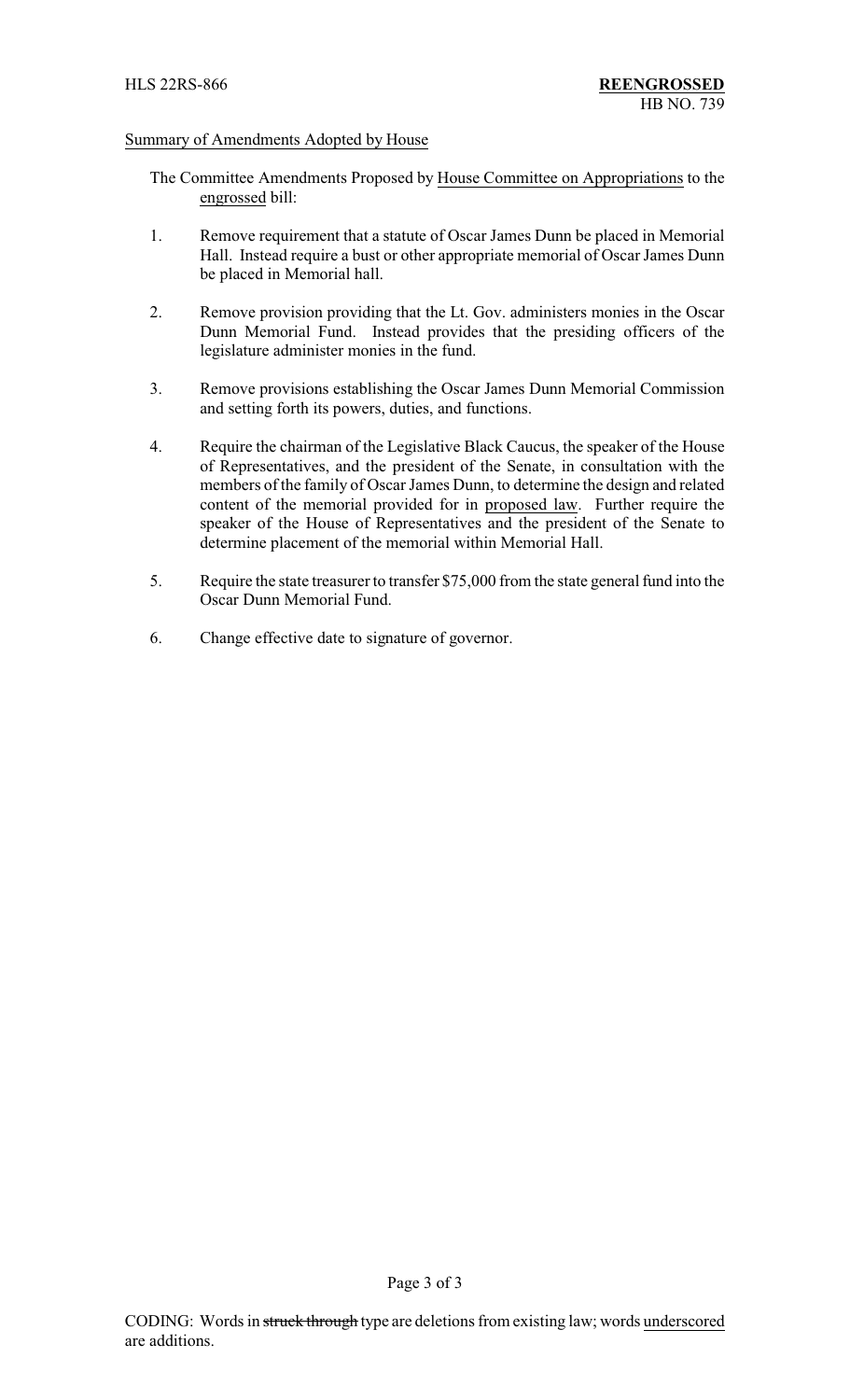Summary of Amendments Adopted by House

The Committee Amendments Proposed by House Committee on Appropriations to the engrossed bill:

1. Remove requirement that a statute of Oscar James Dunn be placed in Memorial Hall. Instead require a bust or other appropriate memorial of Oscar James Dunn be placed in Memorial hall.

2. Remove provision providing that the Lt. Gov. administers monies in the Oscar Dunn Memorial Fund. Instead provides that the presiding officers of the legislature administer monies in the fund.

3. Remove provisions establishing the Oscar James Dunn Memorial Commission and setting forth its powers, duties, and functions.

4. Require the chairman of the Legislative Black Caucus, the speaker of the House of Representatives, and the president of the Senate, in consultation with the members of the family of Oscar James Dunn, to determine the design and related content of the memorial provided for in proposed law. Further require the speaker of the House of Representatives and the president of the Senate to determine placement of the memorial within Memorial Hall.

5. Require the state treasurer to transfer $75,000 from the state general fund into the Oscar Dunn Memorial Fund.

6. Change effective date to signature of governor.

CODING: Words in ~~struck through~~ type are deletions from existing law; words underscored are additions.